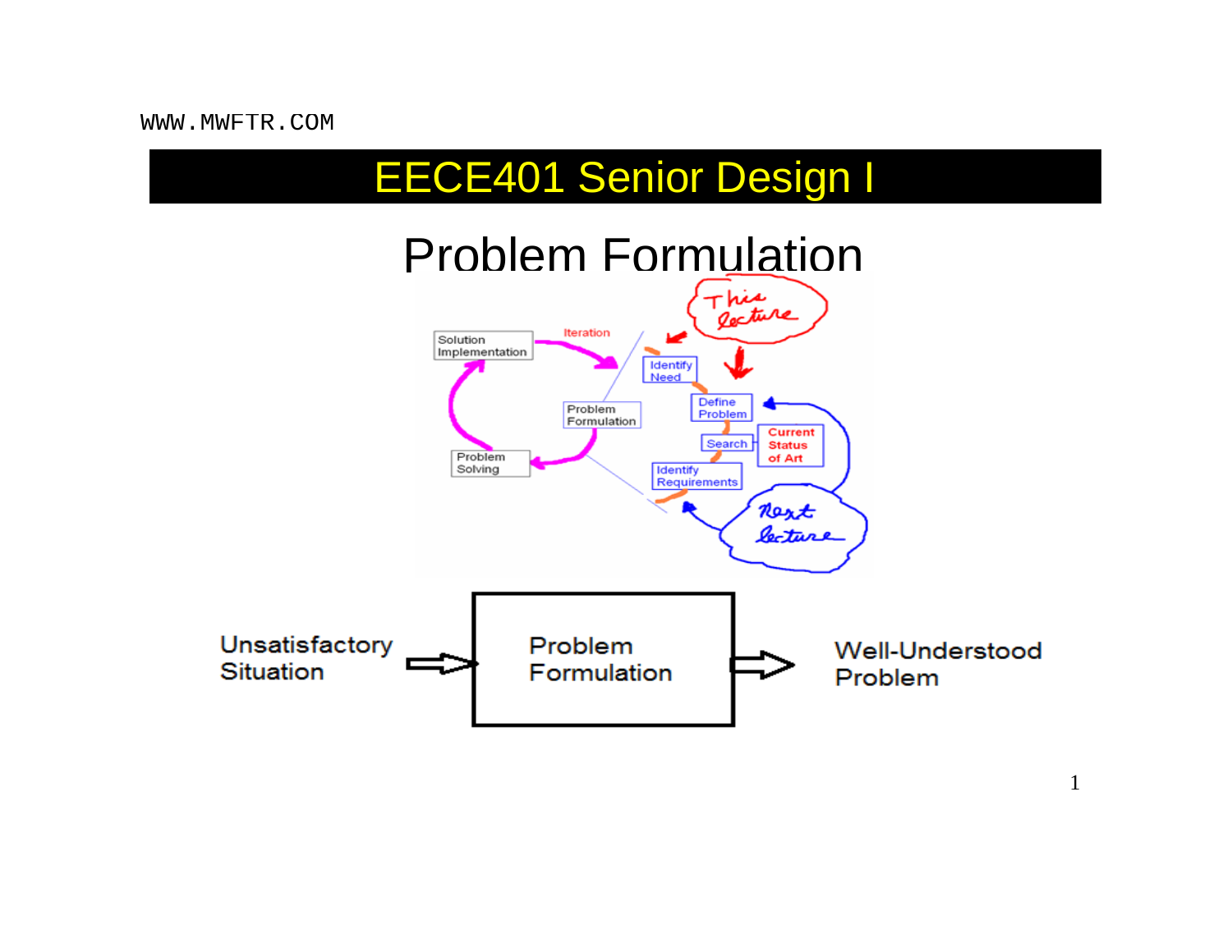# EECE401 Senior Design I

## Problem Formulation

Solution Implementation

Iteration

Identify Need

This lecture

Define Problem

Problem Formulation

Search

Current Status of Art

Problem Solving

Identify Requirements

Next lecture

Unsatisfactory Situation ⇨ Problem Formulation ⇨ Well-Understood Problem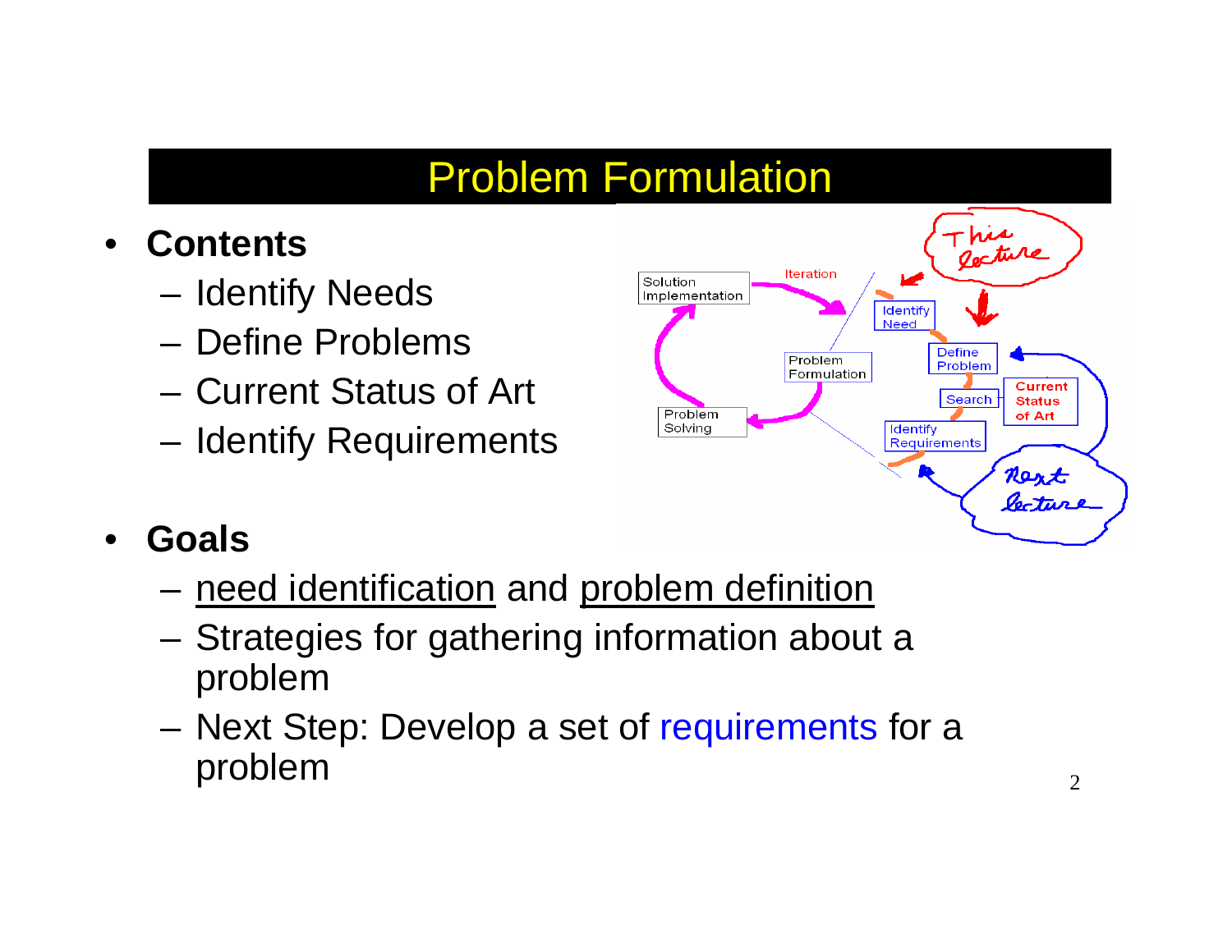# Problem Formulation

- **Contents**
  - Identify Needs
  - Define Problems
  - Current Status of Art
  - Identify Requirements

- **Goals**
  - <u>need identification</u> and <u>problem definition</u>
  - Strategies for gathering information about a problem
  - Next Step: Develop a set of requirements for a problem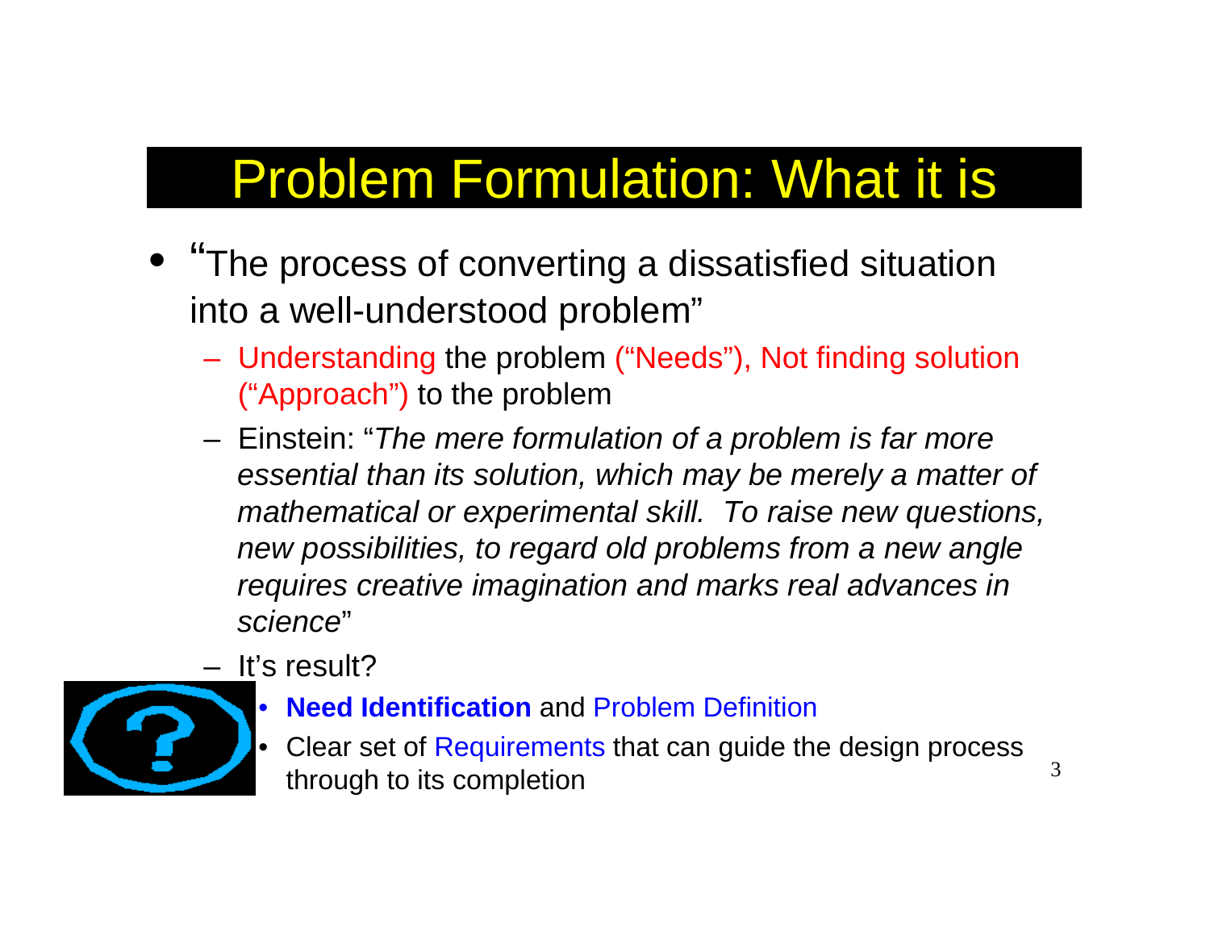# Problem Formulation: What it is

- "The process of converting a dissatisfied situation into a well-understood problem"
  - Understanding the problem ("Needs"), Not finding solution ("Approach") to the problem
  - Einstein: "*The mere formulation of a problem is far more essential than its solution, which may be merely a matter of mathematical or experimental skill. To raise new questions, new possibilities, to regard old problems from a new angle requires creative imagination and marks real advances in science*"
  - It's result?
    - **Need Identification** and Problem Definition
    - Clear set of Requirements that can guide the design process through to its completion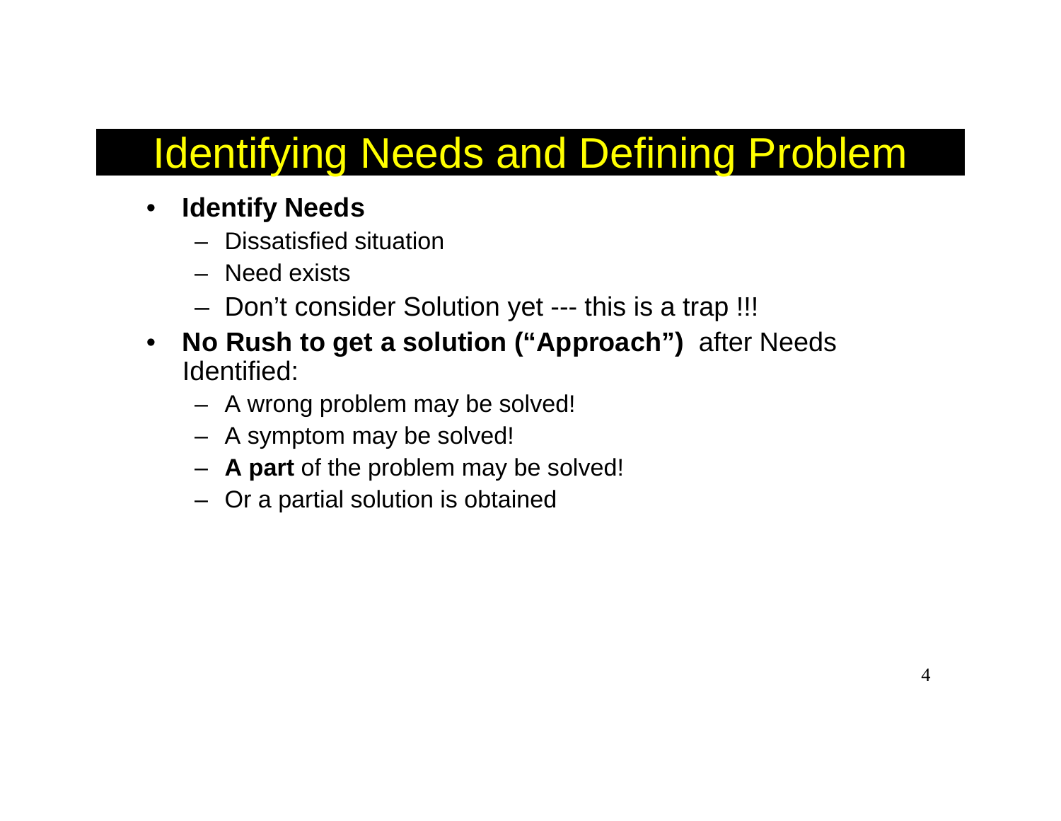# Identifying Needs and Defining Problem

- **Identify Needs**
  - Dissatisfied situation
  - Need exists
  - Don't consider Solution yet --- this is a trap !!!
- **No Rush to get a solution ("Approach")** after Needs Identified:
  - A wrong problem may be solved!
  - A symptom may be solved!
  - **A part** of the problem may be solved!
  - Or a partial solution is obtained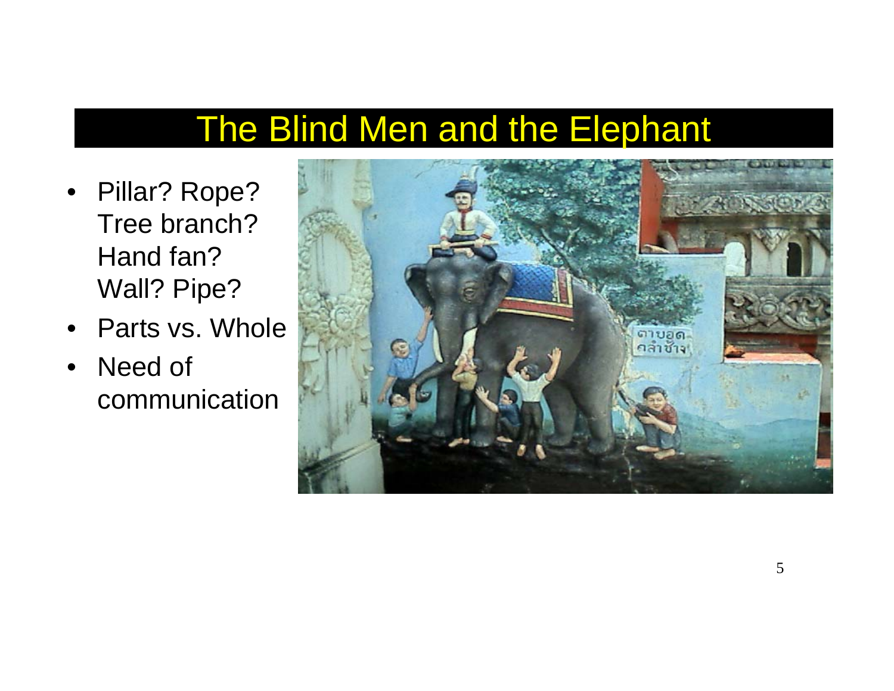# The Blind Men and the Elephant

- Pillar? Rope? Tree branch? Hand fan? Wall? Pipe?
- Parts vs. Whole
- Need of communication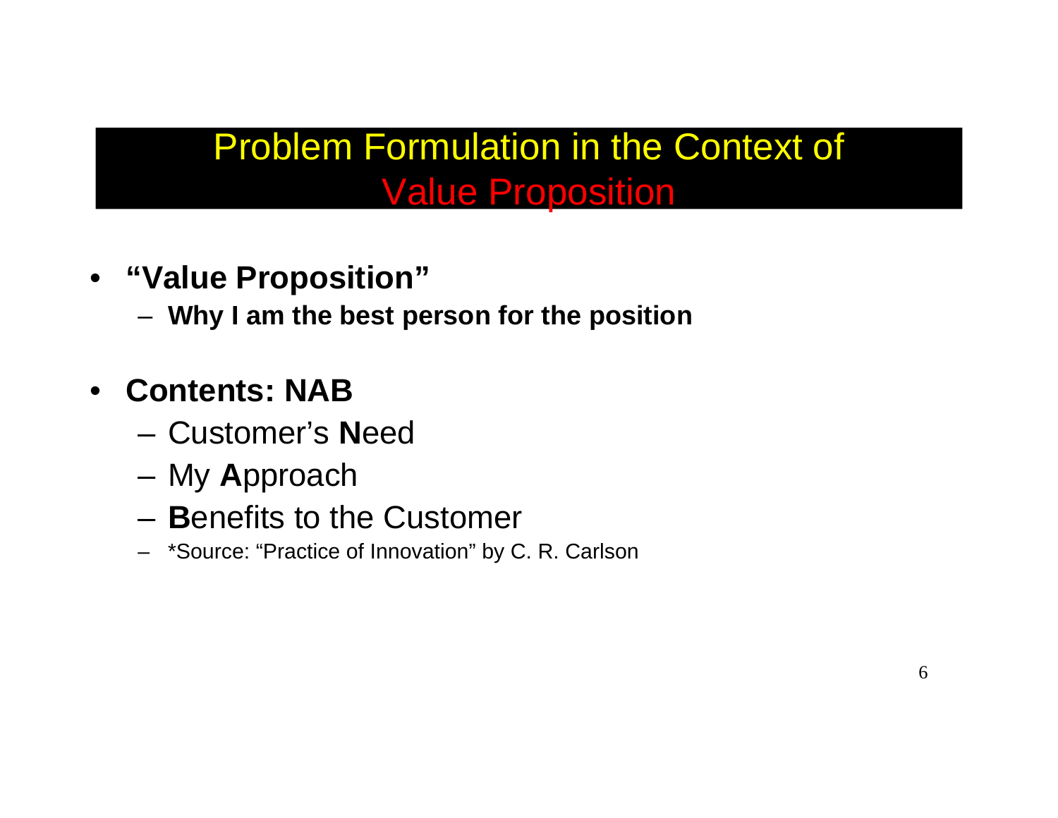# Problem Formulation in the Context of Value Proposition

- **"Value Proposition"**
  - **Why I am the best person for the position**

- **Contents: NAB**
  - Customer's **N**eed
  - My **A**pproach
  - **B**enefits to the Customer
  - *Source: "Practice of Innovation" by C. R. Carlson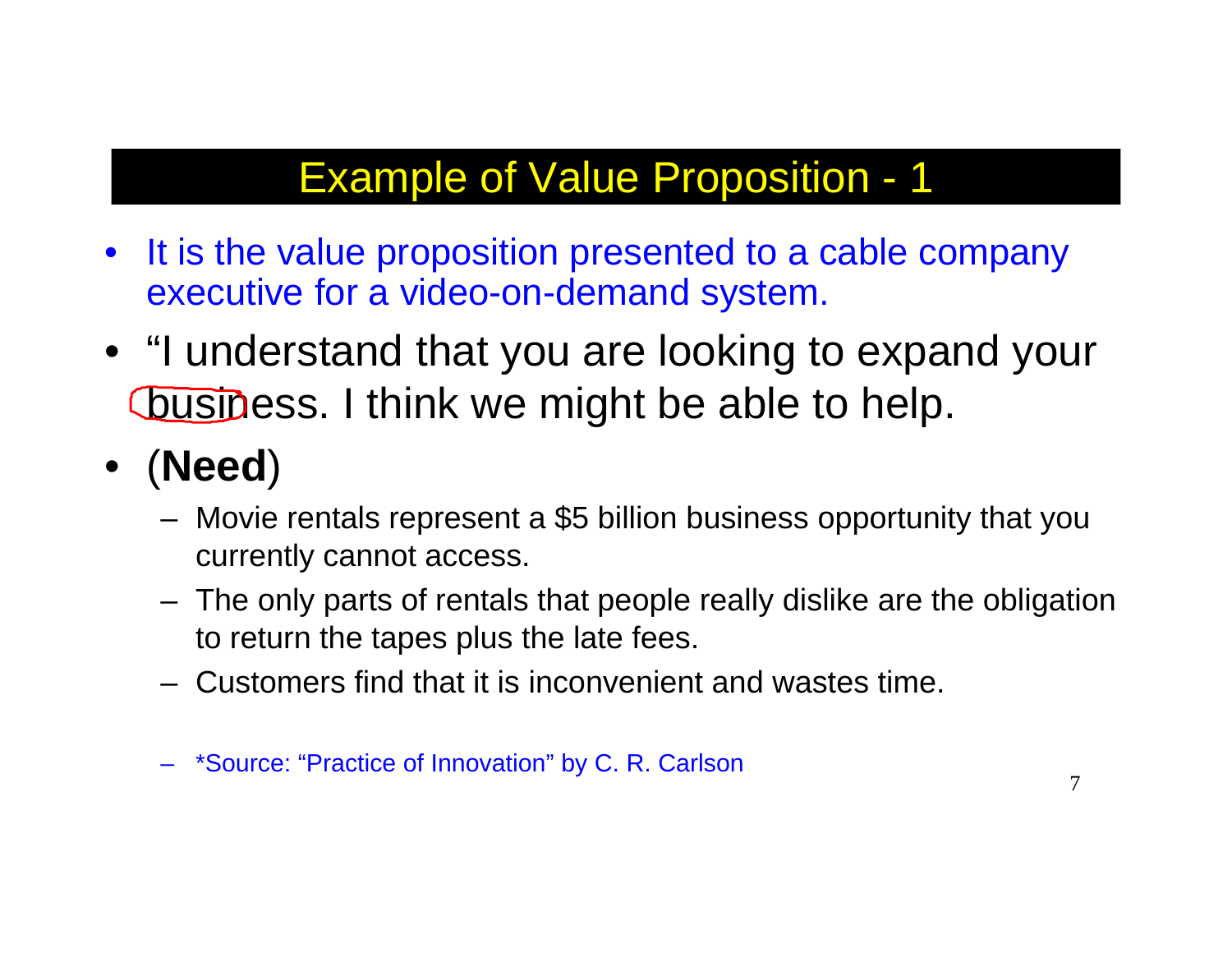## Example of Value Proposition - 1

- It is the value proposition presented to a cable company executive for a video-on-demand system.
- "I understand that you are looking to expand your business. I think we might be able to help.
- (**Need**)
  - Movie rentals represent a $5 billion business opportunity that you currently cannot access.
  - The only parts of rentals that people really dislike are the obligation to return the tapes plus the late fees.
  - Customers find that it is inconvenient and wastes time.

  - *Source: "Practice of Innovation" by C. R. Carlson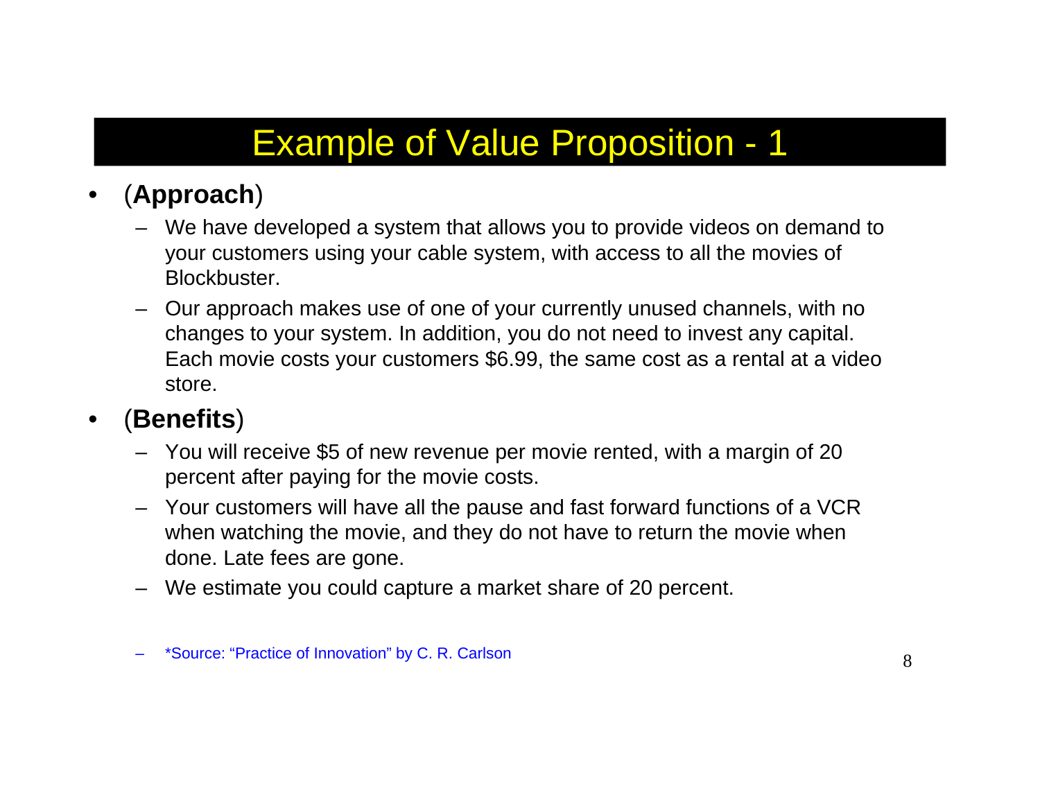# Example of Value Proposition - 1

- (**Approach**)
  - We have developed a system that allows you to provide videos on demand to your customers using your cable system, with access to all the movies of Blockbuster.
  - Our approach makes use of one of your currently unused channels, with no changes to your system. In addition, you do not need to invest any capital. Each movie costs your customers $6.99, the same cost as a rental at a video store.
- (**Benefits**)
  - You will receive $5 of new revenue per movie rented, with a margin of 20 percent after paying for the movie costs.
  - Your customers will have all the pause and fast forward functions of a VCR when watching the movie, and they do not have to return the movie when done. Late fees are gone.
  - We estimate you could capture a market share of 20 percent.

  - *Source: “Practice of Innovation” by C. R. Carlson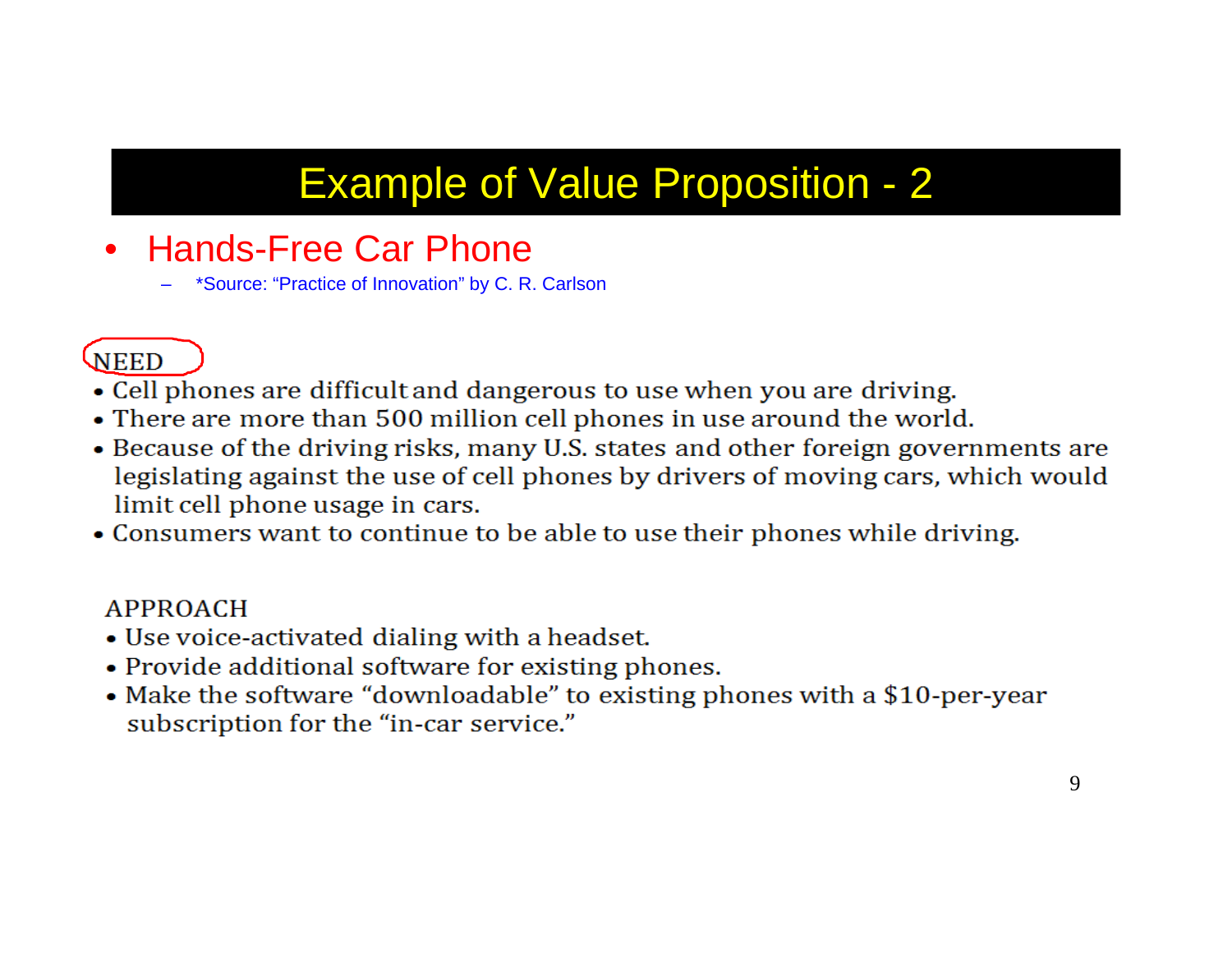# Example of Value Proposition - 2

- Hands-Free Car Phone
  - *Source: “Practice of Innovation” by C. R. Carlson

NEED

- Cell phones are difficult and dangerous to use when you are driving.
- There are more than 500 million cell phones in use around the world.
- Because of the driving risks, many U.S. states and other foreign governments are legislating against the use of cell phones by drivers of moving cars, which would limit cell phone usage in cars.
- Consumers want to continue to be able to use their phones while driving.

APPROACH

- Use voice-activated dialing with a headset.
- Provide additional software for existing phones.
- Make the software “downloadable” to existing phones with a $10-per-year subscription for the “in-car service.”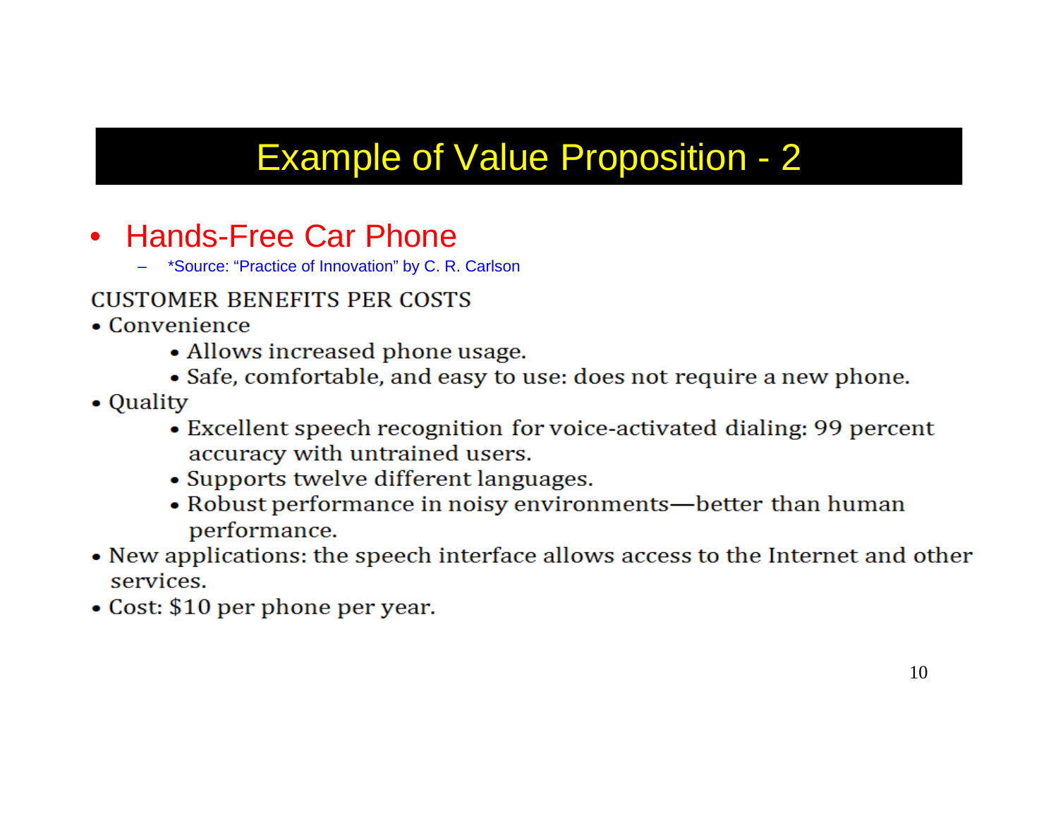# Example of Value Proposition - 2

- Hands-Free Car Phone
  - *Source: "Practice of Innovation" by C. R. Carlson

CUSTOMER BENEFITS PER COSTS

- Convenience
  - Allows increased phone usage.
  - Safe, comfortable, and easy to use: does not require a new phone.
- Quality
  - Excellent speech recognition for voice-activated dialing: 99 percent accuracy with untrained users.
  - Supports twelve different languages.
  - Robust performance in noisy environments—better than human performance.
- New applications: the speech interface allows access to the Internet and other services.
- Cost: $10 per phone per year.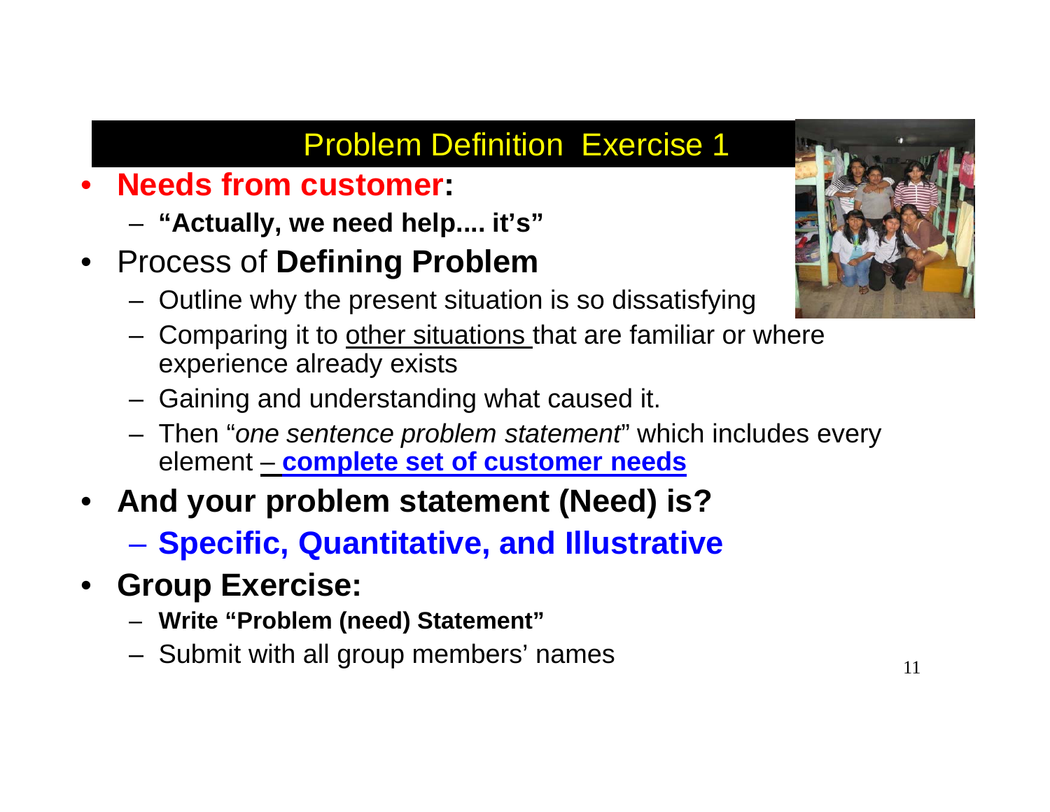## Problem Definition Exercise 1

- **Needs from customer:**
  - **"Actually, we need help.... it's"**
- Process of **Defining Problem**
  - Outline why the present situation is so dissatisfying
  - Comparing it to other situations that are familiar or where experience already exists
  - Gaining and understanding what caused it.
  - Then "*one sentence problem statement*" which includes every element – **complete set of customer needs**
- **And your problem statement (Need) is?**
  - **Specific, Quantitative, and Illustrative**
- **Group Exercise:**
  - **Write "Problem (need) Statement"**
  - Submit with all group members' names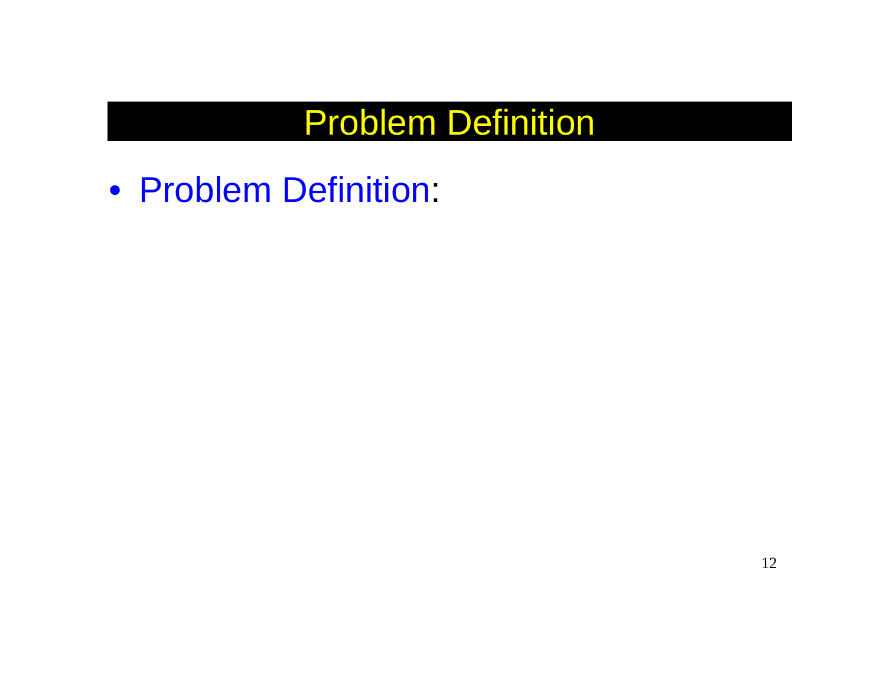# Problem Definition

- Problem Definition: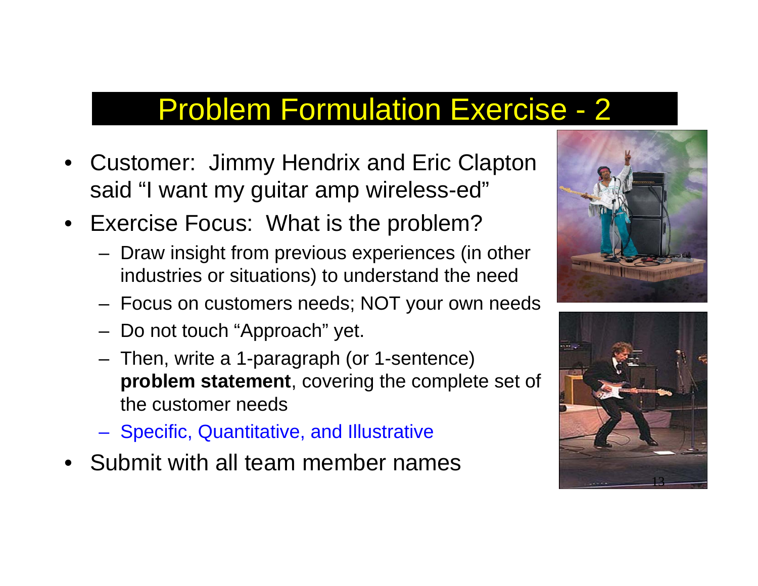# Problem Formulation Exercise - 2

- Customer: Jimmy Hendrix and Eric Clapton said "I want my guitar amp wireless-ed"
- Exercise Focus: What is the problem?
  - Draw insight from previous experiences (in other industries or situations) to understand the need
  - Focus on customers needs; NOT your own needs
  - Do not touch "Approach" yet.
  - Then, write a 1-paragraph (or 1-sentence) **problem statement**, covering the complete set of the customer needs
  - Specific, Quantitative, and Illustrative
- Submit with all team member names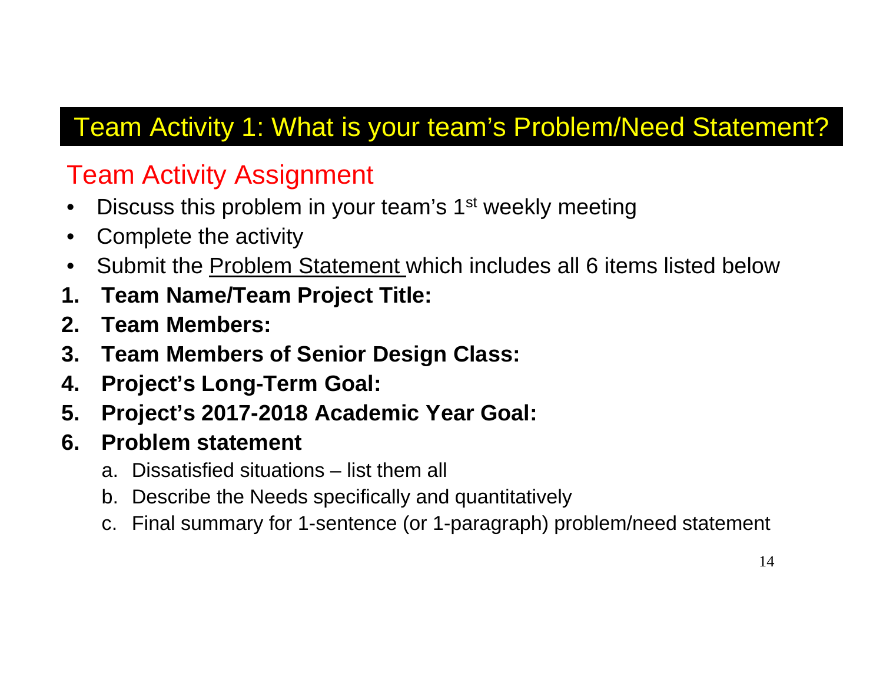# Team Activity 1: What is your team's Problem/Need Statement?

## Team Activity Assignment

- Discuss this problem in your team's 1st weekly meeting
- Complete the activity
- Submit the Problem Statement which includes all 6 items listed below

1. **Team Name/Team Project Title:**
2. **Team Members:**
3. **Team Members of Senior Design Class:**
4. **Project's Long-Term Goal:**
5. **Project's 2017-2018 Academic Year Goal:**
6. **Problem statement**
   a. Dissatisfied situations – list them all
   b. Describe the Needs specifically and quantitatively
   c. Final summary for 1-sentence (or 1-paragraph) problem/need statement